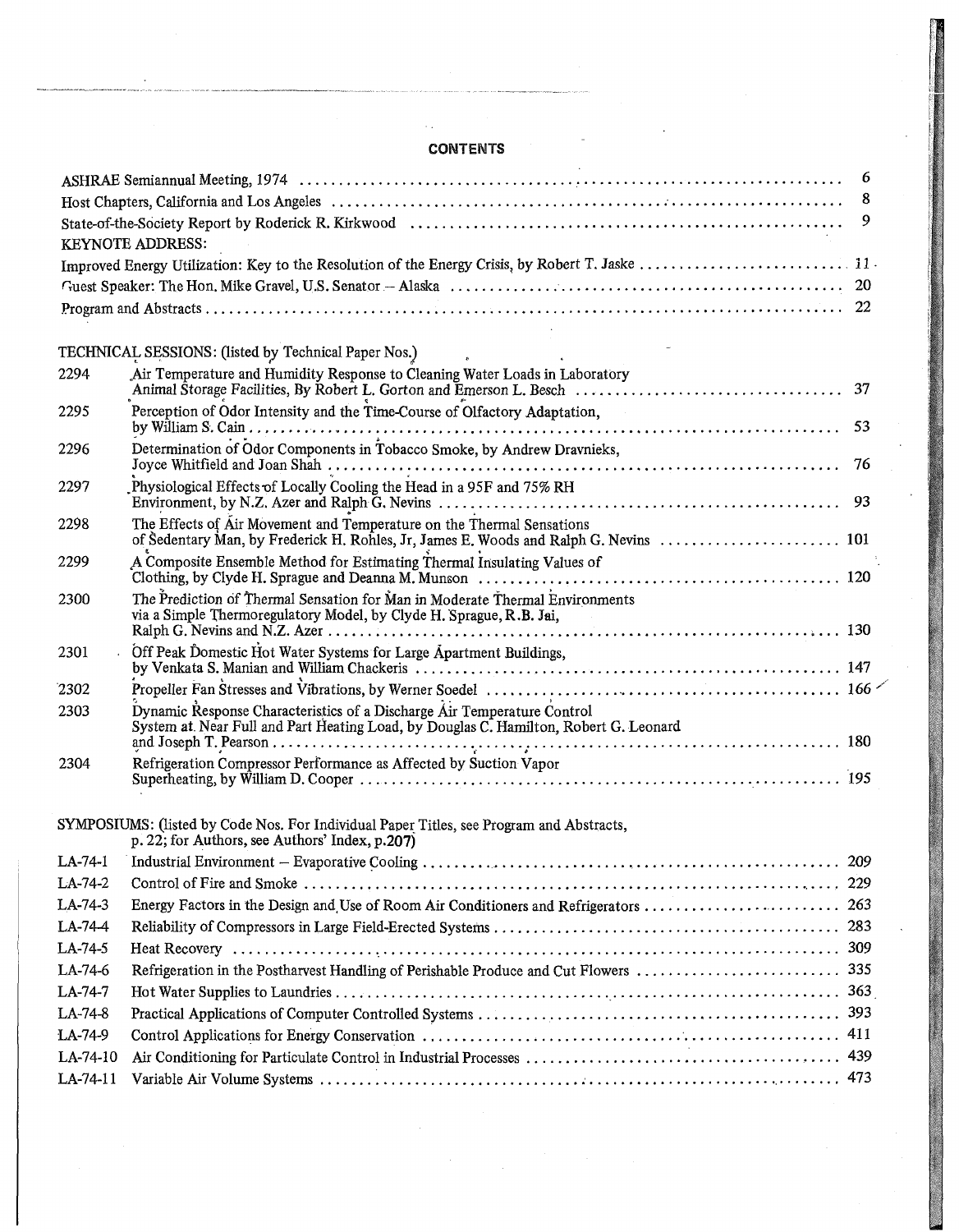# CONTENTS

| | |
|---|---|
| ASHRAE Semiannual Meeting, 1974 | 6 |
| Host Chapters, California and Los Angeles | 8 |
| State-of-the-Society Report by Roderick R. Kirkwood | 9 |
| KEYNOTE ADDRESS: | |
| Improved Energy Utilization: Key to the Resolution of the Energy Crisis, by Robert T. Jaske | 11 |
| Guest Speaker: The Hon. Mike Gravel, U.S. Senator – Alaska | 20 |
| Program and Abstracts | 22 |

TECHNICAL SESSIONS: (listed by Technical Paper Nos.)

| | | |
|---|---|---|
| 2294 | Air Temperature and Humidity Response to Cleaning Water Loads in Laboratory Animal Storage Facilities, By Robert L. Gorton and Emerson L. Besch | 37 |
| 2295 | Perception of Odor Intensity and the Time-Course of Olfactory Adaptation, by William S. Cain | 53 |
| 2296 | Determination of Odor Components in Tobacco Smoke, by Andrew Dravnieks, Joyce Whitfield and Joan Shah | 76 |
| 2297 | Physiological Effects of Locally Cooling the Head in a 95F and 75% RH Environment, by N.Z. Azer and Ralph G. Nevins | 93 |
| 2298 | The Effects of Air Movement and Temperature on the Thermal Sensations of Sedentary Man, by Frederick H. Rohles, Jr, James E. Woods and Ralph G. Nevins | 101 |
| 2299 | A Composite Ensemble Method for Estimating Thermal Insulating Values of Clothing, by Clyde H. Sprague and Deanna M. Munson | 120 |
| 2300 | The Prediction of Thermal Sensation for Man in Moderate Thermal Environments via a Simple Thermoregulatory Model, by Clyde H. Sprague, R.B. Jai, Ralph G. Nevins and N.Z. Azer | 130 |
| 2301 | Off Peak Domestic Hot Water Systems for Large Apartment Buildings, by Venkata S. Manian and William Chackeris | 147 |
| 2302 | Propeller Fan Stresses and Vibrations, by Werner Soedel | 166 |
| 2303 | Dynamic Response Characteristics of a Discharge Air Temperature Control System at Near Full and Part Heating Load, by Douglas C. Hamilton, Robert G. Leonard and Joseph T. Pearson | 180 |
| 2304 | Refrigeration Compressor Performance as Affected by Suction Vapor Superheating, by William D. Cooper | 195 |

SYMPOSIUMS: (listed by Code Nos. For Individual Paper Titles, see Program and Abstracts, p. 22; for Authors, see Authors' Index, p.207)

| | | |
|---|---|---|
| LA-74-1 | Industrial Environment – Evaporative Cooling | 209 |
| LA-74-2 | Control of Fire and Smoke | 229 |
| LA-74-3 | Energy Factors in the Design and Use of Room Air Conditioners and Refrigerators | 263 |
| LA-74-4 | Reliability of Compressors in Large Field-Erected Systems | 283 |
| LA-74-5 | Heat Recovery | 309 |
| LA-74-6 | Refrigeration in the Postharvest Handling of Perishable Produce and Cut Flowers | 335 |
| LA-74-7 | Hot Water Supplies to Laundries | 363 |
| LA-74-8 | Practical Applications of Computer Controlled Systems | 393 |
| LA-74-9 | Control Applications for Energy Conservation | 411 |
| LA-74-10 | Air Conditioning for Particulate Control in Industrial Processes | 439 |
| LA-74-11 | Variable Air Volume Systems | 473 |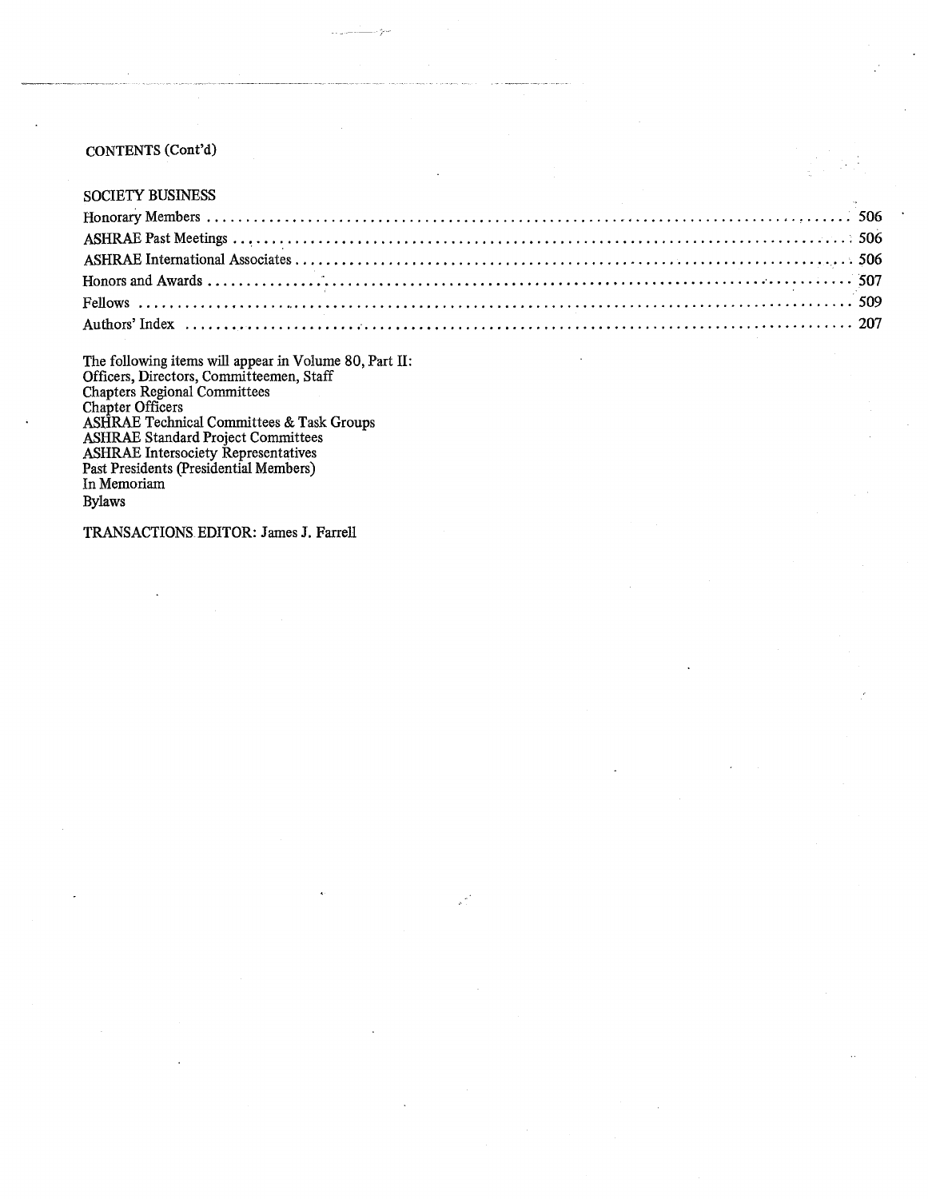CONTENTS (Cont'd)

## SOCIETY BUSINESS

| | |
|---|---|
| Honorary Members | 506 |
| ASHRAE Past Meetings | 506 |
| ASHRAE International Associates | 506 |
| Honors and Awards | 507 |
| Fellows | 509 |
| Authors' Index | 207 |

The following items will appear in Volume 80, Part II:
Officers, Directors, Committeemen, Staff
Chapters Regional Committees
Chapter Officers
ASHRAE Technical Committees & Task Groups
ASHRAE Standard Project Committees
ASHRAE Intersociety Representatives
Past Presidents (Presidential Members)
In Memoriam
Bylaws

TRANSACTIONS EDITOR: James J. Farrell